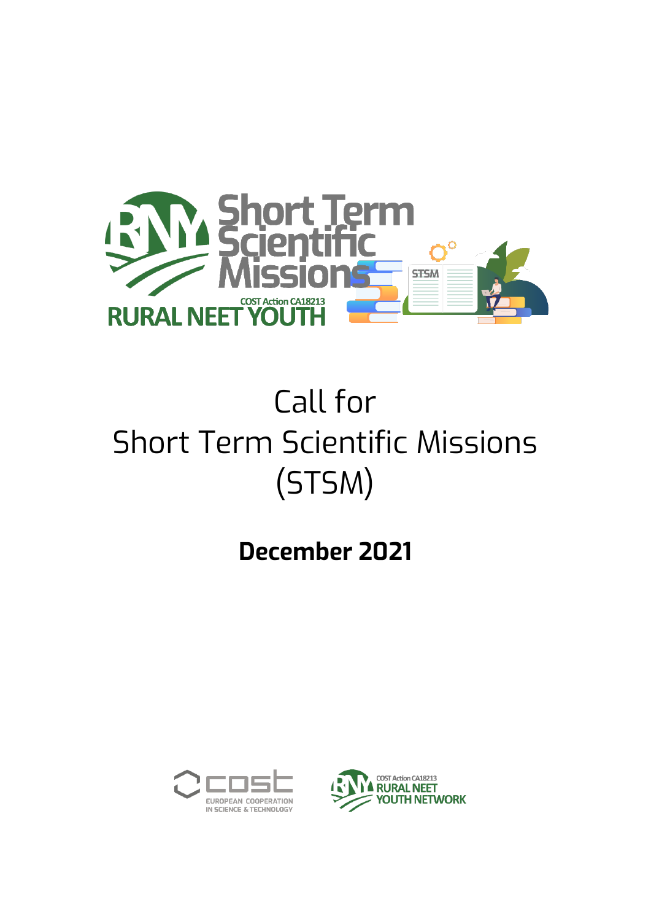# Call for Short Term Scientific Missions (STSM)

**December 2021**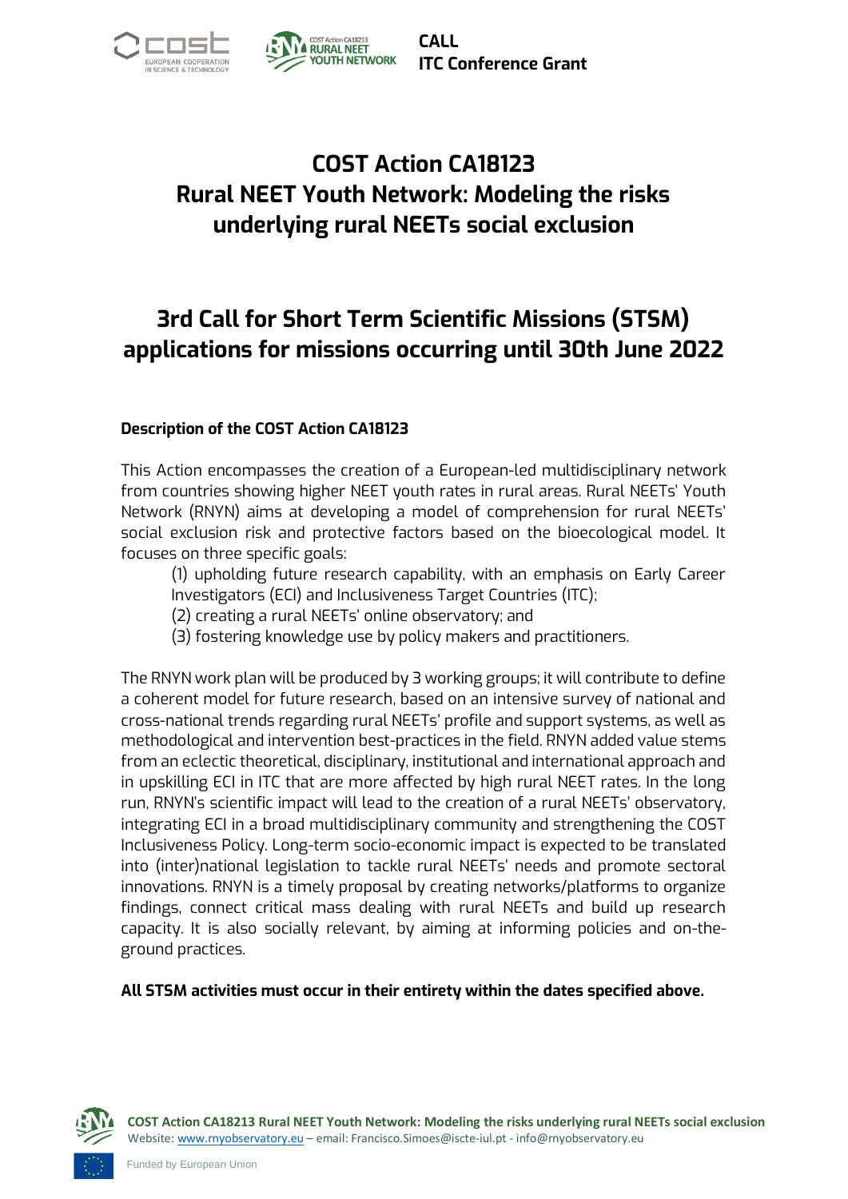# COST Action CA18123 Rural NEET Youth Network: Modeling the risks underlying rural NEETs social exclusion

# 3rd Call for Short Term Scientific Missions (STSM) applications for missions occurring until 30th June 2022

### Description of the COST Action CA18123

This Action encompasses the creation of a European-led multidisciplinary network from countries showing higher NEET youth rates in rural areas. Rural NEETs' Youth Network (RNYN) aims at developing a model of comprehension for rural NEETs' social exclusion risk and protective factors based on the bioecological model. It focuses on three specific goals:

(1) upholding future research capability, with an emphasis on Early Career Investigators (ECI) and Inclusiveness Target Countries (ITC);
(2) creating a rural NEETs' online observatory; and
(3) fostering knowledge use by policy makers and practitioners.

The RNYN work plan will be produced by 3 working groups; it will contribute to define a coherent model for future research, based on an intensive survey of national and cross-national trends regarding rural NEETs' profile and support systems, as well as methodological and intervention best-practices in the field. RNYN added value stems from an eclectic theoretical, disciplinary, institutional and international approach and in upskilling ECI in ITC that are more affected by high rural NEET rates. In the long run, RNYN's scientific impact will lead to the creation of a rural NEETs' observatory, integrating ECI in a broad multidisciplinary community and strengthening the COST Inclusiveness Policy. Long-term socio-economic impact is expected to be translated into (inter)national legislation to tackle rural NEETs' needs and promote sectoral innovations. RNYN is a timely proposal by creating networks/platforms to organize findings, connect critical mass dealing with rural NEETs and build up research capacity. It is also socially relevant, by aiming at informing policies and on-the-ground practices.

**All STSM activities must occur in their entirety within the dates specified above.**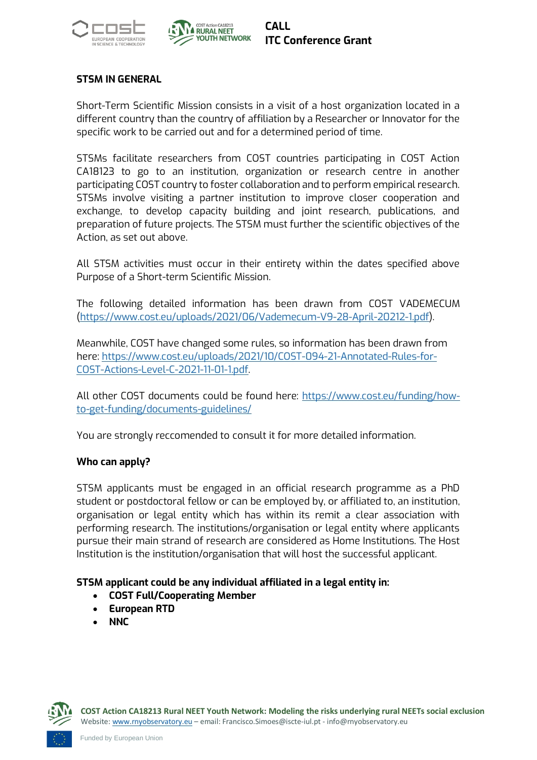## STSM IN GENERAL

Short-Term Scientific Mission consists in a visit of a host organization located in a different country than the country of affiliation by a Researcher or Innovator for the specific work to be carried out and for a determined period of time.

STSMs facilitate researchers from COST countries participating in COST Action CA18123 to go to an institution, organization or research centre in another participating COST country to foster collaboration and to perform empirical research. STSMs involve visiting a partner institution to improve closer cooperation and exchange, to develop capacity building and joint research, publications, and preparation of future projects. The STSM must further the scientific objectives of the Action, as set out above.

All STSM activities must occur in their entirety within the dates specified above Purpose of a Short-term Scientific Mission.

The following detailed information has been drawn from COST VADEMECUM (https://www.cost.eu/uploads/2021/06/Vademecum-V9-28-April-20212-1.pdf).

Meanwhile, COST have changed some rules, so information has been drawn from here: https://www.cost.eu/uploads/2021/10/COST-094-21-Annotated-Rules-for-COST-Actions-Level-C-2021-11-01-1.pdf.

All other COST documents could be found here: https://www.cost.eu/funding/how-to-get-funding/documents-guidelines/

You are strongly reccomended to consult it for more detailed information.

### Who can apply?

STSM applicants must be engaged in an official research programme as a PhD student or postdoctoral fellow or can be employed by, or affiliated to, an institution, organisation or legal entity which has within its remit a clear association with performing research. The institutions/organisation or legal entity where applicants pursue their main strand of research are considered as Home Institutions. The Host Institution is the institution/organisation that will host the successful applicant.

**STSM applicant could be any individual affiliated in a legal entity in:**

- **COST Full/Cooperating Member**
- **European RTD**
- **NNC**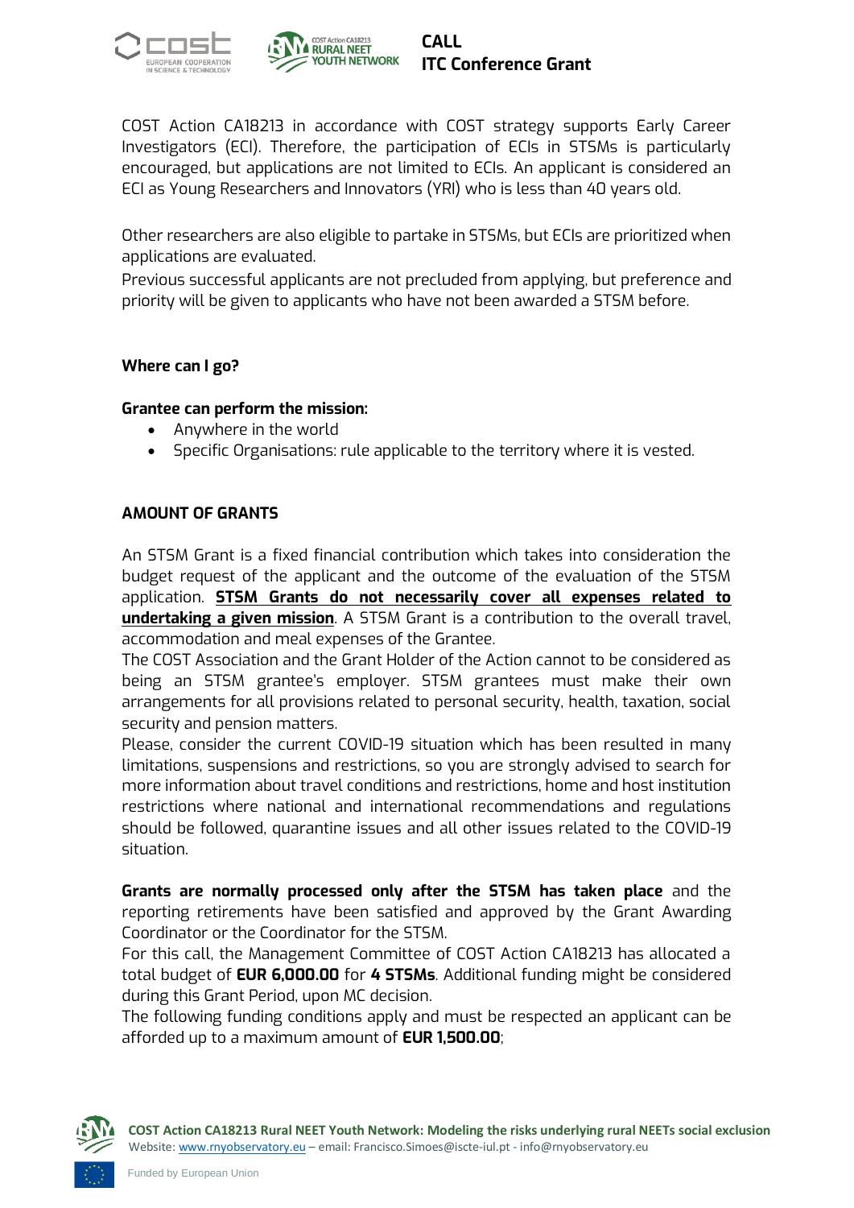COST Action CA18213 in accordance with COST strategy supports Early Career Investigators (ECI). Therefore, the participation of ECIs in STSMs is particularly encouraged, but applications are not limited to ECIs. An applicant is considered an ECI as Young Researchers and Innovators (YRI) who is less than 40 years old.

Other researchers are also eligible to partake in STSMs, but ECIs are prioritized when applications are evaluated.
Previous successful applicants are not precluded from applying, but preference and priority will be given to applicants who have not been awarded a STSM before.

**Where can I go?**

**Grantee can perform the mission:**

- Anywhere in the world
- Specific Organisations: rule applicable to the territory where it is vested.

**AMOUNT OF GRANTS**

An STSM Grant is a fixed financial contribution which takes into consideration the budget request of the applicant and the outcome of the evaluation of the STSM application. **STSM Grants do not necessarily cover all expenses related to undertaking a given mission**. A STSM Grant is a contribution to the overall travel, accommodation and meal expenses of the Grantee.
The COST Association and the Grant Holder of the Action cannot to be considered as being an STSM grantee's employer. STSM grantees must make their own arrangements for all provisions related to personal security, health, taxation, social security and pension matters.
Please, consider the current COVID-19 situation which has been resulted in many limitations, suspensions and restrictions, so you are strongly advised to search for more information about travel conditions and restrictions, home and host institution restrictions where national and international recommendations and regulations should be followed, quarantine issues and all other issues related to the COVID-19 situation.

**Grants are normally processed only after the STSM has taken place** and the reporting retirements have been satisfied and approved by the Grant Awarding Coordinator or the Coordinator for the STSM.
For this call, the Management Committee of COST Action CA18213 has allocated a total budget of **EUR 6,000.00** for **4 STSMs**. Additional funding might be considered during this Grant Period, upon MC decision.
The following funding conditions apply and must be respected an applicant can be afforded up to a maximum amount of **EUR 1,500.00**;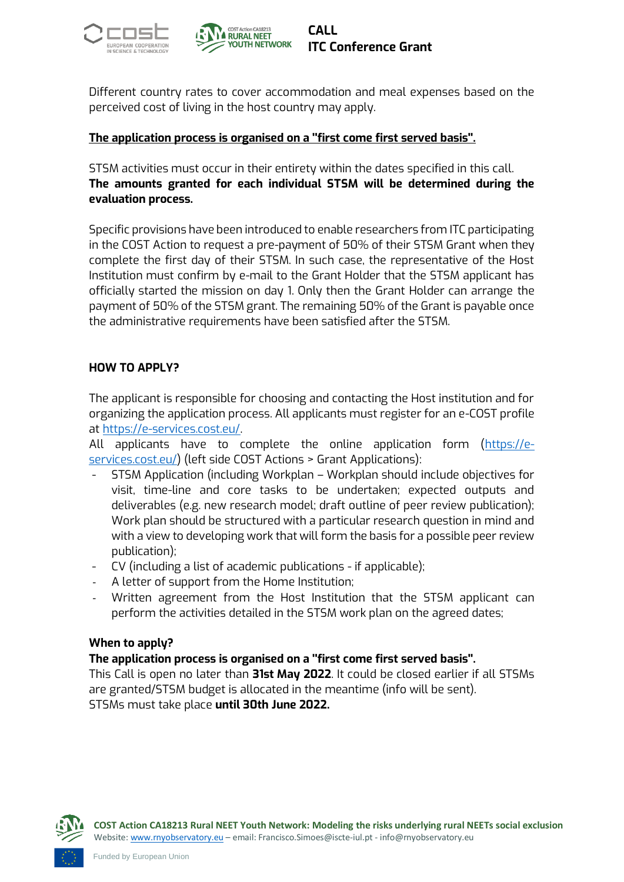Different country rates to cover accommodation and meal expenses based on the perceived cost of living in the host country may apply.

**The application process is organised on a "first come first served basis".**

STSM activities must occur in their entirety within the dates specified in this call. **The amounts granted for each individual STSM will be determined during the evaluation process.**

Specific provisions have been introduced to enable researchers from ITC participating in the COST Action to request a pre-payment of 50% of their STSM Grant when they complete the first day of their STSM. In such case, the representative of the Host Institution must confirm by e-mail to the Grant Holder that the STSM applicant has officially started the mission on day 1. Only then the Grant Holder can arrange the payment of 50% of the STSM grant. The remaining 50% of the Grant is payable once the administrative requirements have been satisfied after the STSM.

## HOW TO APPLY?

The applicant is responsible for choosing and contacting the Host institution and for organizing the application process. All applicants must register for an e-COST profile at [https://e-services.cost.eu/](https://e-services.cost.eu/).

All applicants have to complete the online application form ([https://e-services.cost.eu/](https://e-services.cost.eu/)) (left side COST Actions > Grant Applications):

- STSM Application (including Workplan – Workplan should include objectives for visit, time-line and core tasks to be undertaken; expected outputs and deliverables (e.g. new research model; draft outline of peer review publication); Work plan should be structured with a particular research question in mind and with a view to developing work that will form the basis for a possible peer review publication);
- CV (including a list of academic publications - if applicable);
- A letter of support from the Home Institution;
- Written agreement from the Host Institution that the STSM applicant can perform the activities detailed in the STSM work plan on the agreed dates;

### When to apply?

**The application process is organised on a "first come first served basis".**

This Call is open no later than **31st May 2022**. It could be closed earlier if all STSMs are granted/STSM budget is allocated in the meantime (info will be sent).

STSMs must take place **until 30th June 2022.**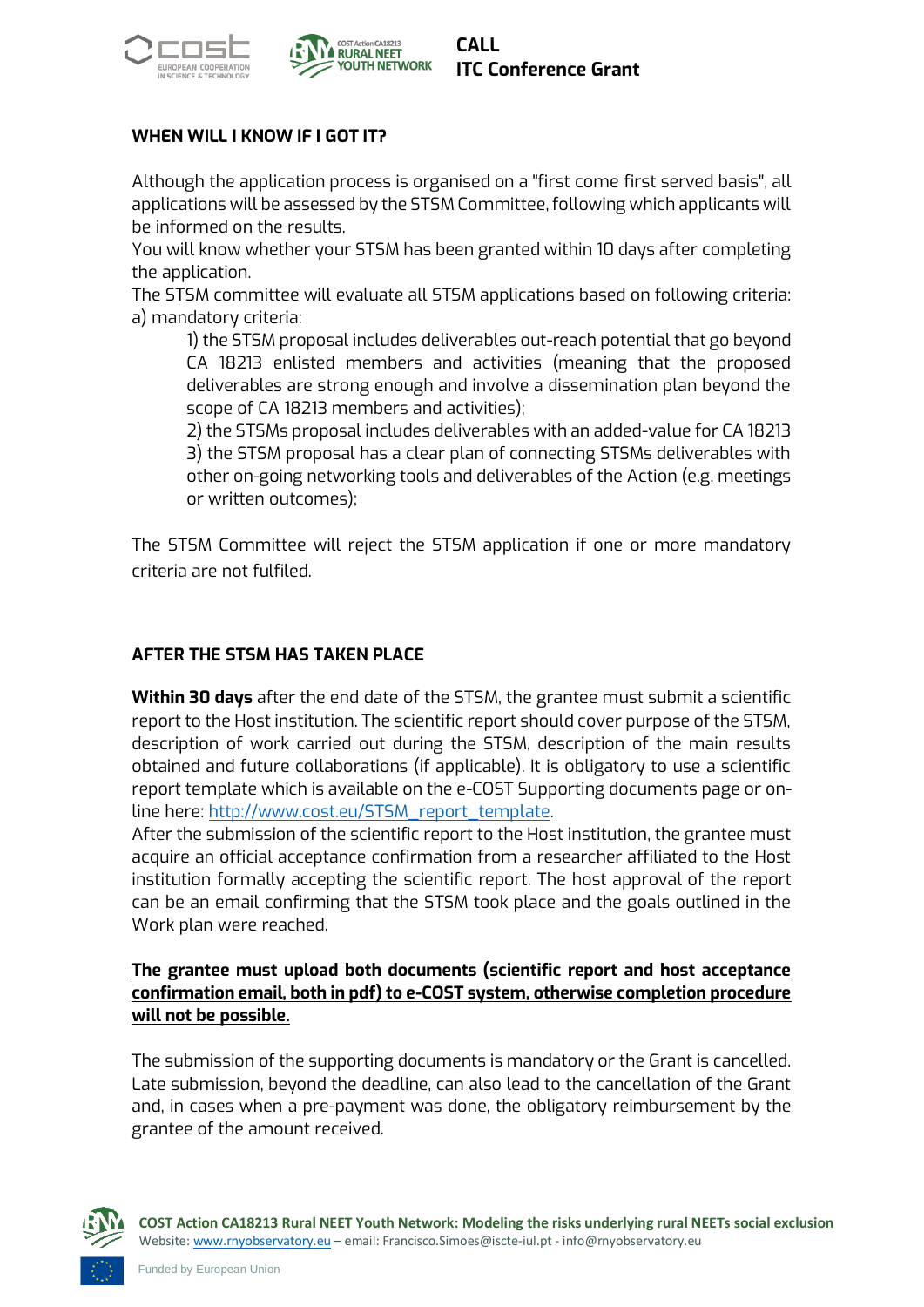## WHEN WILL I KNOW IF I GOT IT?

Although the application process is organised on a "first come first served basis", all applications will be assessed by the STSM Committee, following which applicants will be informed on the results.

You will know whether your STSM has been granted within 10 days after completing the application.

The STSM committee will evaluate all STSM applications based on following criteria:

a) mandatory criteria:

1) the STSM proposal includes deliverables out-reach potential that go beyond CA 18213 enlisted members and activities (meaning that the proposed deliverables are strong enough and involve a dissemination plan beyond the scope of CA 18213 members and activities);

2) the STSMs proposal includes deliverables with an added-value for CA 18213

3) the STSM proposal has a clear plan of connecting STSMs deliverables with other on-going networking tools and deliverables of the Action (e.g. meetings or written outcomes);

The STSM Committee will reject the STSM application if one or more mandatory criteria are not fulfiled.

## AFTER THE STSM HAS TAKEN PLACE

**Within 30 days** after the end date of the STSM, the grantee must submit a scientific report to the Host institution. The scientific report should cover purpose of the STSM, description of work carried out during the STSM, description of the main results obtained and future collaborations (if applicable). It is obligatory to use a scientific report template which is available on the e-COST Supporting documents page or on-line here: [http://www.cost.eu/STSM_report_template](http://www.cost.eu/STSM_report_template).

After the submission of the scientific report to the Host institution, the grantee must acquire an official acceptance confirmation from a researcher affiliated to the Host institution formally accepting the scientific report. The host approval of the report can be an email confirming that the STSM took place and the goals outlined in the Work plan were reached.

**The grantee must upload both documents (scientific report and host acceptance confirmation email, both in pdf) to e-COST system, otherwise completion procedure will not be possible.**

The submission of the supporting documents is mandatory or the Grant is cancelled. Late submission, beyond the deadline, can also lead to the cancellation of the Grant and, in cases when a pre-payment was done, the obligatory reimbursement by the grantee of the amount received.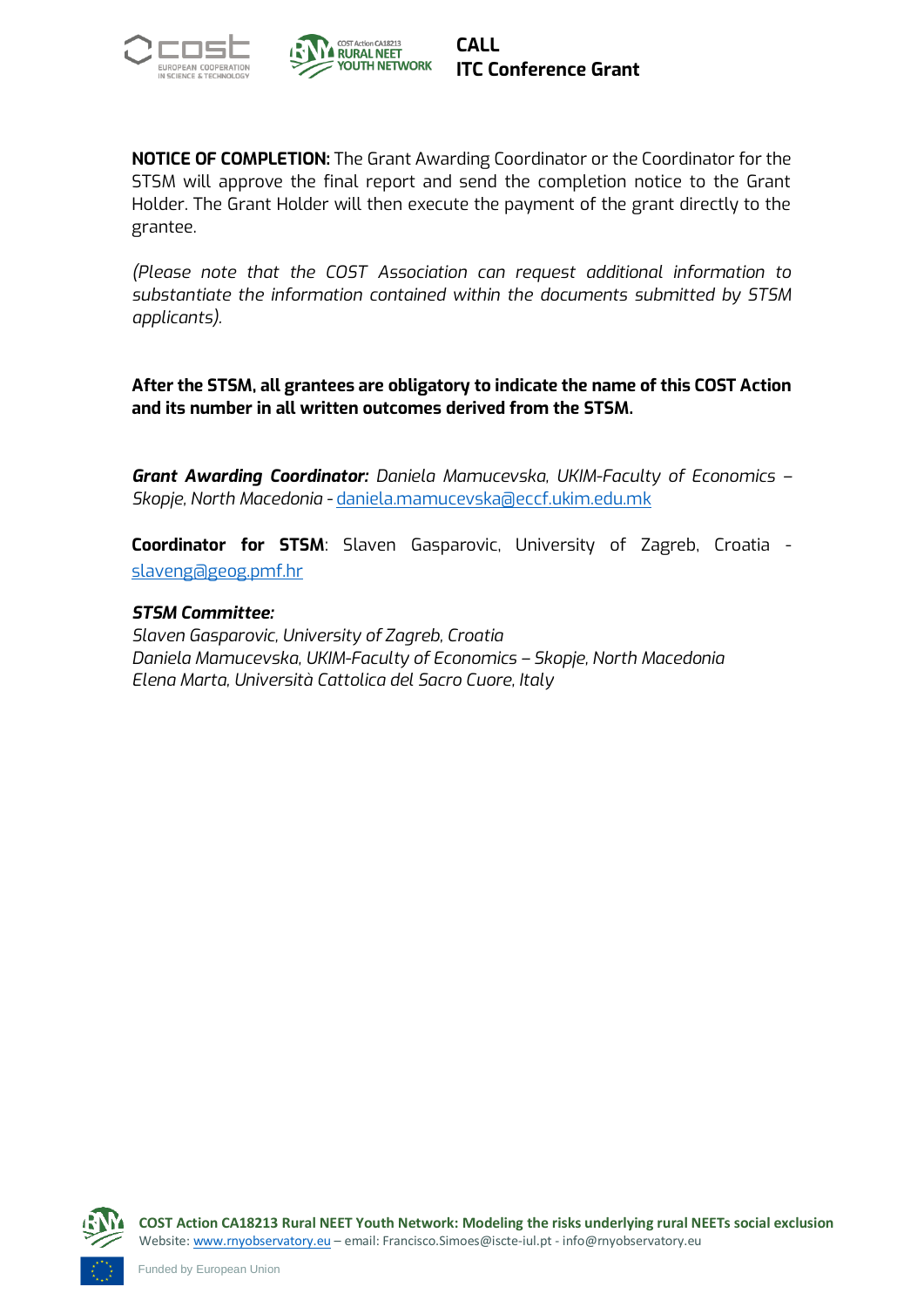**NOTICE OF COMPLETION:** The Grant Awarding Coordinator or the Coordinator for the STSM will approve the final report and send the completion notice to the Grant Holder. The Grant Holder will then execute the payment of the grant directly to the grantee.

*(Please note that the COST Association can request additional information to substantiate the information contained within the documents submitted by STSM applicants).*

**After the STSM, all grantees are obligatory to indicate the name of this COST Action and its number in all written outcomes derived from the STSM.**

***Grant Awarding Coordinator:*** *Daniela Mamucevska, UKIM-Faculty of Economics – Skopje, North Macedonia -* [daniela.mamucevska@eccf.ukim.edu.mk](mailto:daniela.mamucevska@eccf.ukim.edu.mk)

**Coordinator for STSM**: Slaven Gasparovic, University of Zagreb, Croatia - [slaveng@geog.pmf.hr](mailto:slaveng@geog.pmf.hr)

***STSM Committee:***
*Slaven Gasparovic, University of Zagreb, Croatia*
*Daniela Mamucevska, UKIM-Faculty of Economics – Skopje, North Macedonia*
*Elena Marta, Università Cattolica del Sacro Cuore, Italy*